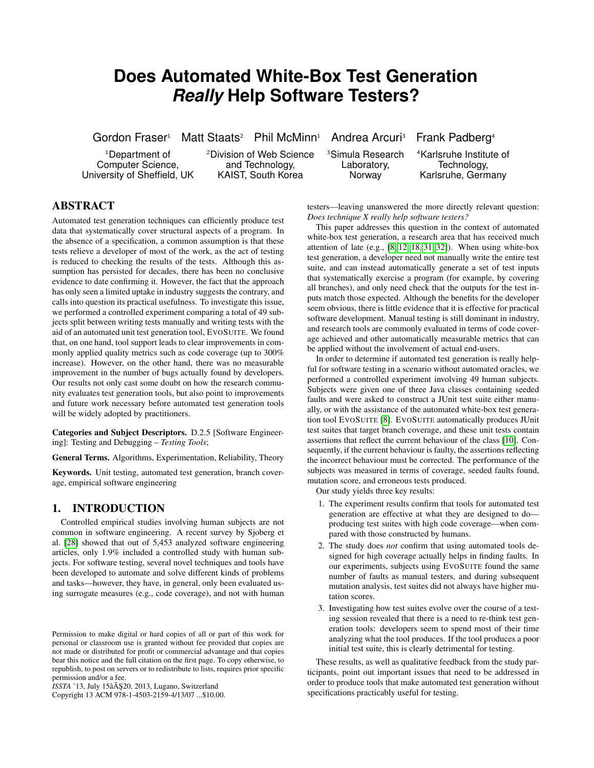# Does Automated White-Box Test Generation *Really* Help Software Testers?

Gordon Fraser[1] Matt Staats[2] Phil McMinn[1] Andrea Arcuri[3] Frank Padberg[4]

[1]Department of Computer Science, University of Sheffield, UK

[2]Division of Web Science and Technology, KAIST, South Korea

[3]Simula Research Laboratory, Norway

[4]Karlsruhe Institute of Technology, Karlsruhe, Germany

## ABSTRACT

Automated test generation techniques can efficiently produce test data that systematically cover structural aspects of a program. In the absence of a specification, a common assumption is that these tests relieve a developer of most of the work, as the act of testing is reduced to checking the results of the tests. Although this assumption has persisted for decades, there has been no conclusive evidence to date confirming it. However, the fact that the approach has only seen a limited uptake in industry suggests the contrary, and calls into question its practical usefulness. To investigate this issue, we performed a controlled experiment comparing a total of 49 subjects split between writing tests manually and writing tests with the aid of an automated unit test generation tool, EVOSUITE. We found that, on one hand, tool support leads to clear improvements in commonly applied quality metrics such as code coverage (up to 300% increase). However, on the other hand, there was no measurable improvement in the number of bugs actually found by developers. Our results not only cast some doubt on how the research community evaluates test generation tools, but also point to improvements and future work necessary before automated test generation tools will be widely adopted by practitioners.

**Categories and Subject Descriptors.** D.2.5 [Software Engineering]: Testing and Debugging – *Testing Tools*;

**General Terms.** Algorithms, Experimentation, Reliability, Theory

**Keywords.** Unit testing, automated test generation, branch coverage, empirical software engineering

## 1. INTRODUCTION

Controlled empirical studies involving human subjects are not common in software engineering. A recent survey by Sjoberg et al. [28] showed that out of 5,453 analyzed software engineering articles, only 1.9% included a controlled study with human subjects. For software testing, several novel techniques and tools have been developed to automate and solve different kinds of problems and tasks—however, they have, in general, only been evaluated using surrogate measures (e.g., code coverage), and not with human testers—leaving unanswered the more directly relevant question: *Does technique X really help software testers?*

This paper addresses this question in the context of automated white-box test generation, a research area that has received much attention of late (e.g., [8, 12, 18, 31, 32]). When using white-box test generation, a developer need not manually write the entire test suite, and can instead automatically generate a set of test inputs that systematically exercise a program (for example, by covering all branches), and only need check that the outputs for the test inputs match those expected. Although the benefits for the developer seem obvious, there is little evidence that it is effective for practical software development. Manual testing is still dominant in industry, and research tools are commonly evaluated in terms of code coverage achieved and other automatically measurable metrics that can be applied without the involvement of actual end-users.

In order to determine if automated test generation is really helpful for software testing in a scenario without automated oracles, we performed a controlled experiment involving 49 human subjects. Subjects were given one of three Java classes containing seeded faults and were asked to construct a JUnit test suite either manually, or with the assistance of the automated white-box test generation tool EVOSUITE [8]. EVOSUITE automatically produces JUnit test suites that target branch coverage, and these unit tests contain assertions that reflect the current behaviour of the class [10]. Consequently, if the current behaviour is faulty, the assertions reflecting the incorrect behaviour must be corrected. The performance of the subjects was measured in terms of coverage, seeded faults found, mutation score, and erroneous tests produced.

Our study yields three key results:

1. The experiment results confirm that tools for automated test generation are effective at what they are designed to do—producing test suites with high code coverage—when compared with those constructed by humans.
2. The study does *not* confirm that using automated tools designed for high coverage actually helps in finding faults. In our experiments, subjects using EVOSUITE found the same number of faults as manual testers, and during subsequent mutation analysis, test suites did not always have higher mutation scores.
3. Investigating how test suites evolve over the course of a testing session revealed that there is a need to re-think test generation tools: developers seem to spend most of their time analyzing what the tool produces. If the tool produces a poor initial test suite, this is clearly detrimental for testing.

These results, as well as qualitative feedback from the study participants, point out important issues that need to be addressed in order to produce tools that make automated test generation without specifications practicably useful for testing.

Permission to make digital or hard copies of all or part of this work for personal or classroom use is granted without fee provided that copies are not made or distributed for profit or commercial advantage and that copies bear this notice and the full citation on the first page. To copy otherwise, to republish, to post on servers or to redistribute to lists, requires prior specific permission and/or a fee.
*ISSTA* '13, July 15âĂŞ20, 2013, Lugano, Switzerland
Copyright 13 ACM 978-1-4503-2159-4/13/07 ...$10.00.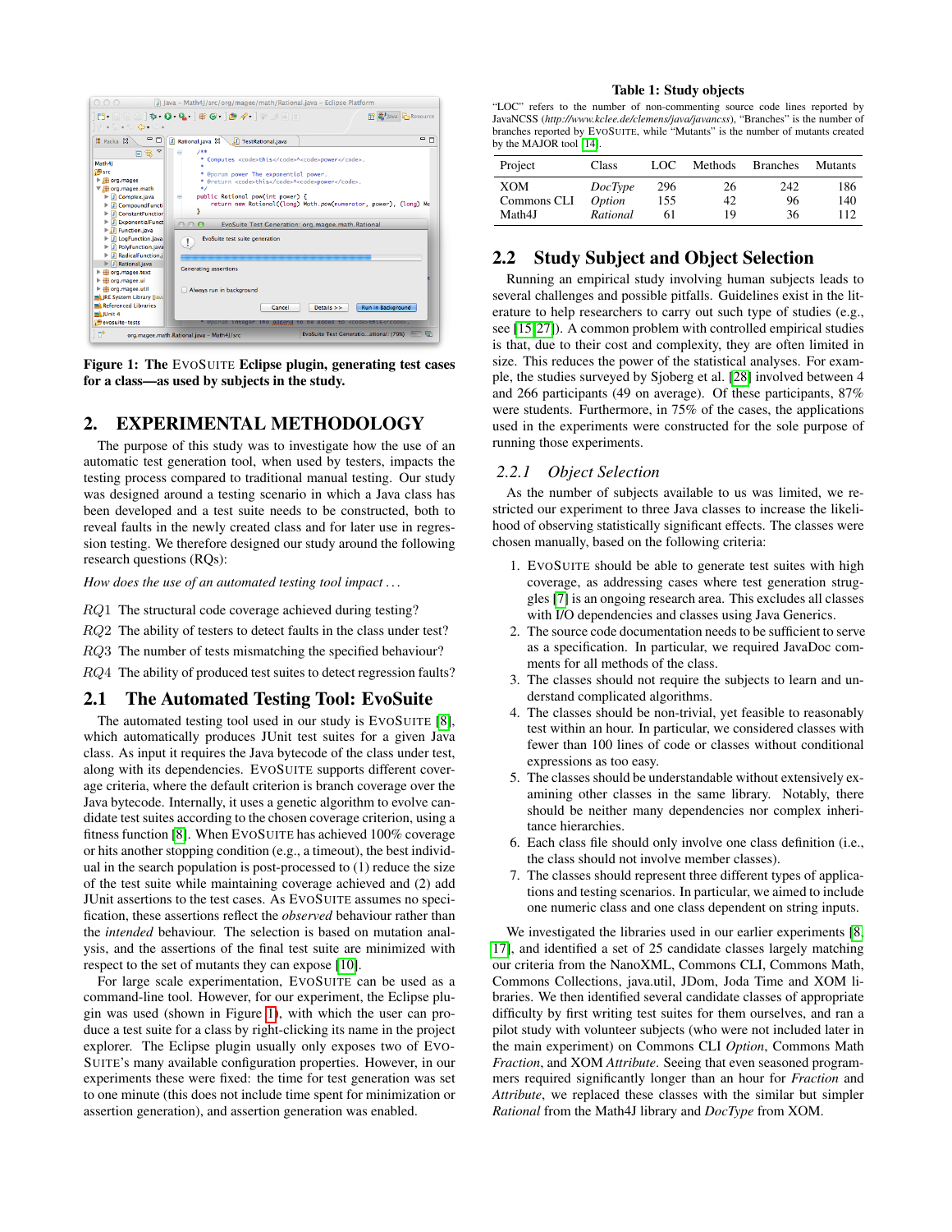Figure 1: The EvoSuite Eclipse plugin, generating test cases for a class—as used by subjects in the study.

## 2. EXPERIMENTAL METHODOLOGY

The purpose of this study was to investigate how the use of an automatic test generation tool, when used by testers, impacts the testing process compared to traditional manual testing. Our study was designed around a testing scenario in which a Java class has been developed and a test suite needs to be constructed, both to reveal faults in the newly created class and for later use in regression testing. We therefore designed our study around the following research questions (RQs):

*How does the use of an automated testing tool impact ...*

*RQ*1 The structural code coverage achieved during testing?

*RQ*2 The ability of testers to detect faults in the class under test?

*RQ*3 The number of tests mismatching the specified behaviour?

*RQ*4 The ability of produced test suites to detect regression faults?

### 2.1 The Automated Testing Tool: EvoSuite

The automated testing tool used in our study is EvoSuite [8], which automatically produces JUnit test suites for a given Java class. As input it requires the Java bytecode of the class under test, along with its dependencies. EvoSuite supports different coverage criteria, where the default criterion is branch coverage over the Java bytecode. Internally, it uses a genetic algorithm to evolve candidate test suites according to the chosen coverage criterion, using a fitness function [8]. When EvoSuite has achieved 100% coverage or hits another stopping condition (e.g., a timeout), the best individual in the search population is post-processed to (1) reduce the size of the test suite while maintaining coverage achieved and (2) add JUnit assertions to the test cases. As EvoSuite assumes no specification, these assertions reflect the *observed* behaviour rather than the *intended* behaviour. The selection is based on mutation analysis, and the assertions of the final test suite are minimized with respect to the set of mutants they can expose [10].

For large scale experimentation, EvoSuite can be used as a command-line tool. However, for our experiment, the Eclipse plugin was used (shown in Figure 1), with which the user can produce a test suite for a class by right-clicking its name in the project explorer. The Eclipse plugin usually only exposes two of EvoSuite's many available configuration properties. However, in our experiments these were fixed: the time for test generation was set to one minute (this does not include time spent for minimization or assertion generation), and assertion generation was enabled.

**Table 1: Study objects**

"LOC" refers to the number of non-commenting source code lines reported by JavaNCSS (*http://www.kclee.de/clemens/java/javancss*), "Branches" is the number of branches reported by EvoSuite, while "Mutants" is the number of mutants created by the MAJOR tool [14].

| Project | Class | LOC | Methods | Branches | Mutants |
|---|---|---|---|---|---|
| XOM | *DocType* | 296 | 26 | 242 | 186 |
| Commons CLI | *Option* | 155 | 42 | 96 | 140 |
| Math4J | *Rational* | 61 | 19 | 36 | 112 |

### 2.2 Study Subject and Object Selection

Running an empirical study involving human subjects leads to several challenges and possible pitfalls. Guidelines exist in the literature to help researchers to carry out such type of studies (e.g., see [15, 27]). A common problem with controlled empirical studies is that, due to their cost and complexity, they are often limited in size. This reduces the power of the statistical analyses. For example, the studies surveyed by Sjoberg et al. [28] involved between 4 and 266 participants (49 on average). Of these participants, 87% were students. Furthermore, in 75% of the cases, the applications used in the experiments were constructed for the sole purpose of running those experiments.

#### 2.2.1 Object Selection

As the number of subjects available to us was limited, we restricted our experiment to three Java classes to increase the likelihood of observing statistically significant effects. The classes were chosen manually, based on the following criteria:

1. EvoSuite should be able to generate test suites with high coverage, as addressing cases where test generation struggles [7] is an ongoing research area. This excludes all classes with I/O dependencies and classes using Java Generics.
2. The source code documentation needs to be sufficient to serve as a specification. In particular, we required JavaDoc comments for all methods of the class.
3. The classes should not require the subjects to learn and understand complicated algorithms.
4. The classes should be non-trivial, yet feasible to reasonably test within an hour. In particular, we considered classes with fewer than 100 lines of code or classes without conditional expressions as too easy.
5. The classes should be understandable without extensively examining other classes in the same library. Notably, there should be neither many dependencies nor complex inheritance hierarchies.
6. Each class file should only involve one class definition (i.e., the class should not involve member classes).
7. The classes should represent three different types of applications and testing scenarios. In particular, we aimed to include one numeric class and one class dependent on string inputs.

We investigated the libraries used in our earlier experiments [8, 17], and identified a set of 25 candidate classes largely matching our criteria from the NanoXML, Commons CLI, Commons Math, Commons Collections, java.util, JDom, Joda Time and XOM libraries. We then identified several candidate classes of appropriate difficulty by first writing test suites for them ourselves, and ran a pilot study with volunteer subjects (who were not included later in the main experiment) on Commons CLI *Option*, Commons Math *Fraction*, and XOM *Attribute*. Seeing that even seasoned programmers required significantly longer than an hour for *Fraction* and *Attribute*, we replaced these classes with the similar but simpler *Rational* from the Math4J library and *DocType* from XOM.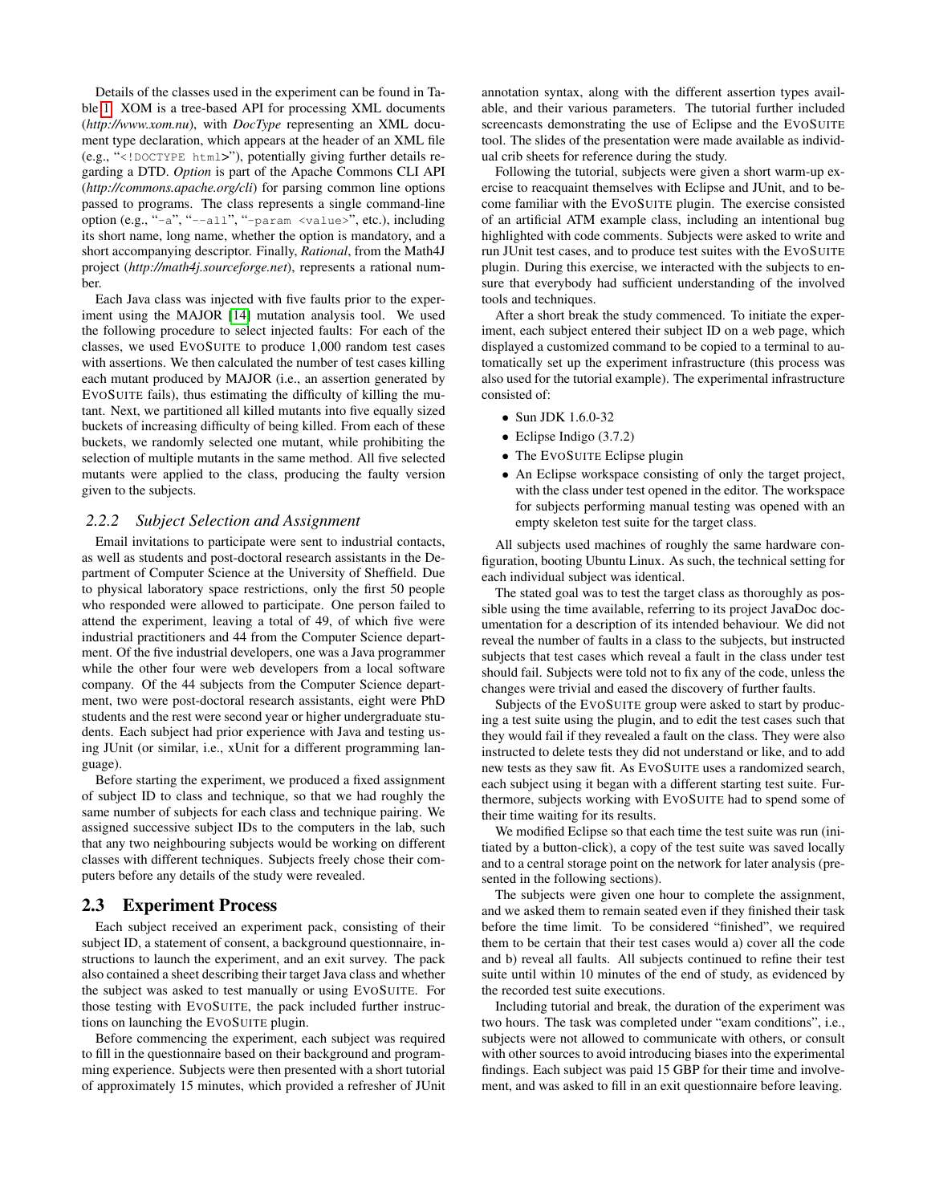Details of the classes used in the experiment can be found in Table 1. XOM is a tree-based API for processing XML documents (*http://www.xom.nu*), with *DocType* representing an XML document type declaration, which appears at the header of an XML file (e.g., "`<!DOCTYPE html>`"), potentially giving further details regarding a DTD. *Option* is part of the Apache Commons CLI API (*http://commons.apache.org/cli*) for parsing common line options passed to programs. The class represents a single command-line option (e.g., "`-a`", "`--all`", "`-param <value>`", etc.), including its short name, long name, whether the option is mandatory, and a short accompanying descriptor. Finally, *Rational*, from the Math4J project (*http://math4j.sourceforge.net*), represents a rational number.

Each Java class was injected with five faults prior to the experiment using the MAJOR [14] mutation analysis tool. We used the following procedure to select injected faults: For each of the classes, we used EvoSuite to produce 1,000 random test cases with assertions. We then calculated the number of test cases killing each mutant produced by MAJOR (i.e., an assertion generated by EvoSuite fails), thus estimating the difficulty of killing the mutant. Next, we partitioned all killed mutants into five equally sized buckets of increasing difficulty of being killed. From each of these buckets, we randomly selected one mutant, while prohibiting the selection of multiple mutants in the same method. All five selected mutants were applied to the class, producing the faulty version given to the subjects.

### 2.2.2 Subject Selection and Assignment

Email invitations to participate were sent to industrial contacts, as well as students and post-doctoral research assistants in the Department of Computer Science at the University of Sheffield. Due to physical laboratory space restrictions, only the first 50 people who responded were allowed to participate. One person failed to attend the experiment, leaving a total of 49, of which five were industrial practitioners and 44 from the Computer Science department. Of the five industrial developers, one was a Java programmer while the other four were web developers from a local software company. Of the 44 subjects from the Computer Science department, two were post-doctoral research assistants, eight were PhD students and the rest were second year or higher undergraduate students. Each subject had prior experience with Java and testing using JUnit (or similar, i.e., xUnit for a different programming language).

Before starting the experiment, we produced a fixed assignment of subject ID to class and technique, so that we had roughly the same number of subjects for each class and technique pairing. We assigned successive subject IDs to the computers in the lab, such that any two neighbouring subjects would be working on different classes with different techniques. Subjects freely chose their computers before any details of the study were revealed.

## 2.3 Experiment Process

Each subject received an experiment pack, consisting of their subject ID, a statement of consent, a background questionnaire, instructions to launch the experiment, and an exit survey. The pack also contained a sheet describing their target Java class and whether the subject was asked to test manually or using EvoSuite. For those testing with EvoSuite, the pack included further instructions on launching the EvoSuite plugin.

Before commencing the experiment, each subject was required to fill in the questionnaire based on their background and programming experience. Subjects were then presented with a short tutorial of approximately 15 minutes, which provided a refresher of JUnit annotation syntax, along with the different assertion types available, and their various parameters. The tutorial further included screencasts demonstrating the use of Eclipse and the EvoSuite tool. The slides of the presentation were made available as individual crib sheets for reference during the study.

Following the tutorial, subjects were given a short warm-up exercise to reacquaint themselves with Eclipse and JUnit, and to become familiar with the EvoSuite plugin. The exercise consisted of an artificial ATM example class, including an intentional bug highlighted with code comments. Subjects were asked to write and run JUnit test cases, and to produce test suites with the EvoSuite plugin. During this exercise, we interacted with the subjects to ensure that everybody had sufficient understanding of the involved tools and techniques.

After a short break the study commenced. To initiate the experiment, each subject entered their subject ID on a web page, which displayed a customized command to be copied to a terminal to automatically set up the experiment infrastructure (this process was also used for the tutorial example). The experimental infrastructure consisted of:

- Sun JDK 1.6.0-32
- Eclipse Indigo (3.7.2)
- The EvoSuite Eclipse plugin
- An Eclipse workspace consisting of only the target project, with the class under test opened in the editor. The workspace for subjects performing manual testing was opened with an empty skeleton test suite for the target class.

All subjects used machines of roughly the same hardware configuration, booting Ubuntu Linux. As such, the technical setting for each individual subject was identical.

The stated goal was to test the target class as thoroughly as possible using the time available, referring to its project JavaDoc documentation for a description of its intended behaviour. We did not reveal the number of faults in a class to the subjects, but instructed subjects that test cases which reveal a fault in the class under test should fail. Subjects were told not to fix any of the code, unless the changes were trivial and eased the discovery of further faults.

Subjects of the EvoSuite group were asked to start by producing a test suite using the plugin, and to edit the test cases such that they would fail if they revealed a fault on the class. They were also instructed to delete tests they did not understand or like, and to add new tests as they saw fit. As EvoSuite uses a randomized search, each subject using it began with a different starting test suite. Furthermore, subjects working with EvoSuite had to spend some of their time waiting for its results.

We modified Eclipse so that each time the test suite was run (initiated by a button-click), a copy of the test suite was saved locally and to a central storage point on the network for later analysis (presented in the following sections).

The subjects were given one hour to complete the assignment, and we asked them to remain seated even if they finished their task before the time limit. To be considered "finished", we required them to be certain that their test cases would a) cover all the code and b) reveal all faults. All subjects continued to refine their test suite until within 10 minutes of the end of study, as evidenced by the recorded test suite executions.

Including tutorial and break, the duration of the experiment was two hours. The task was completed under "exam conditions", i.e., subjects were not allowed to communicate with others, or consult with other sources to avoid introducing biases into the experimental findings. Each subject was paid 15 GBP for their time and involvement, and was asked to fill in an exit questionnaire before leaving.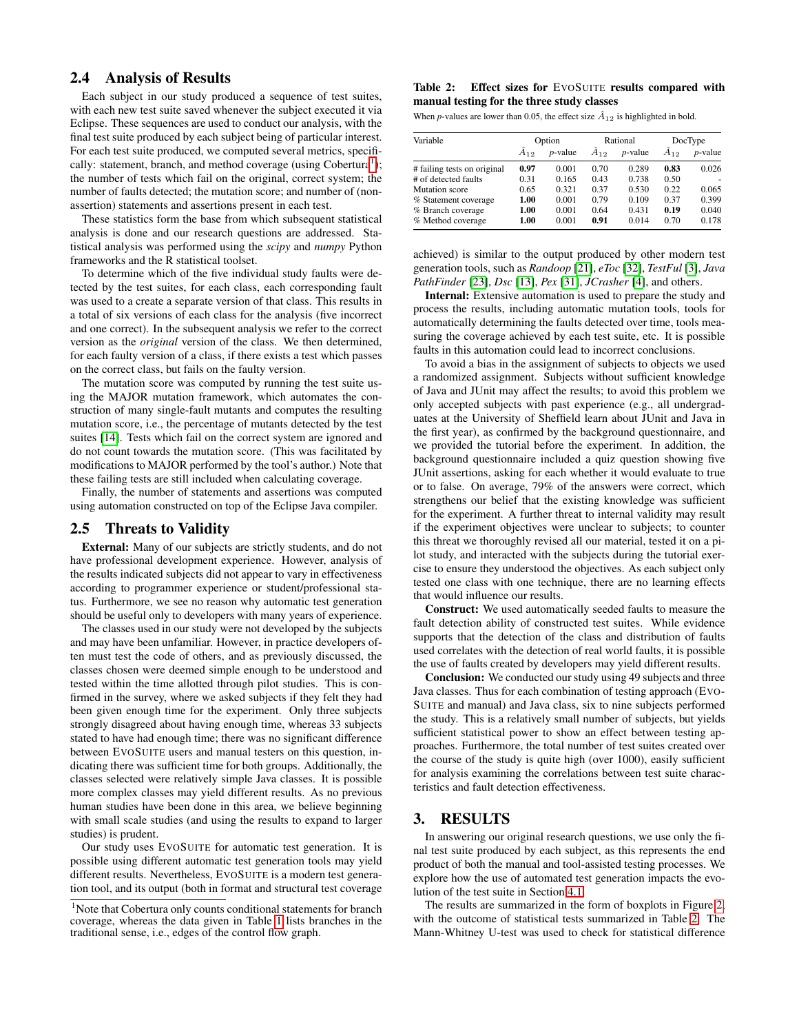## 2.4 Analysis of Results

Each subject in our study produced a sequence of test suites, with each new test suite saved whenever the subject executed it via Eclipse. These sequences are used to conduct our analysis, with the final test suite produced by each subject being of particular interest. For each test suite produced, we computed several metrics, specifically: statement, branch, and method coverage (using Cobertura[1]); the number of tests which fail on the original, correct system; the number of faults detected; the mutation score; and number of (non-assertion) statements and assertions present in each test.

These statistics form the base from which subsequent statistical analysis is done and our research questions are addressed. Statistical analysis was performed using the *scipy* and *numpy* Python frameworks and the R statistical toolset.

To determine which of the five individual study faults were detected by the test suites, for each class, each corresponding fault was used to a create a separate version of that class. This results in a total of six versions of each class for the analysis (five incorrect and one correct). In the subsequent analysis we refer to the correct version as the *original* version of the class. We then determined, for each faulty version of a class, if there exists a test which passes on the correct class, but fails on the faulty version.

The mutation score was computed by running the test suite using the MAJOR mutation framework, which automates the construction of many single-fault mutants and computes the resulting mutation score, i.e., the percentage of mutants detected by the test suites [14]. Tests which fail on the correct system are ignored and do not count towards the mutation score. (This was facilitated by modifications to MAJOR performed by the tool's author.) Note that these failing tests are still included when calculating coverage.

Finally, the number of statements and assertions was computed using automation constructed on top of the Eclipse Java compiler.

## 2.5 Threats to Validity

**External:** Many of our subjects are strictly students, and do not have professional development experience. However, analysis of the results indicated subjects did not appear to vary in effectiveness according to programmer experience or student/professional status. Furthermore, we see no reason why automatic test generation should be useful only to developers with many years of experience.

The classes used in our study were not developed by the subjects and may have been unfamiliar. However, in practice developers often must test the code of others, and as previously discussed, the classes chosen were deemed simple enough to be understood and tested within the time allotted through pilot studies. This is confirmed in the survey, where we asked subjects if they felt they had been given enough time for the experiment. Only three subjects strongly disagreed about having enough time, whereas 33 subjects stated to have had enough time; there was no significant difference between EvoSuite users and manual testers on this question, indicating there was sufficient time for both groups. Additionally, the classes selected were relatively simple Java classes. It is possible more complex classes may yield different results. As no previous human studies have been done in this area, we believe beginning with small scale studies (and using the results to expand to larger studies) is prudent.

Our study uses EvoSuite for automatic test generation. It is possible using different automatic test generation tools may yield different results. Nevertheless, EvoSuite is a modern test generation tool, and its output (both in format and structural test coverage achieved) is similar to the output produced by other modern test generation tools, such as *Randoop* [21], *eToc* [32], *TestFul* [3], *Java PathFinder* [23], *Dsc* [13], *Pex* [31], *JCrasher* [4], and others.

**Internal:** Extensive automation is used to prepare the study and process the results, including automatic mutation tools, tools for automatically determining the faults detected over time, tools measuring the coverage achieved by each test suite, etc. It is possible faults in this automation could lead to incorrect conclusions.

To avoid a bias in the assignment of subjects to objects we used a randomized assignment. Subjects without sufficient knowledge of Java and JUnit may affect the results; to avoid this problem we only accepted subjects with past experience (e.g., all undergraduates at the University of Sheffield learn about JUnit and Java in the first year), as confirmed by the background questionnaire, and we provided the tutorial before the experiment. In addition, the background questionnaire included a quiz question showing five JUnit assertions, asking for each whether it would evaluate to true or to false. On average, 79% of the answers were correct, which strengthens our belief that the existing knowledge was sufficient for the experiment. A further threat to internal validity may result if the experiment objectives were unclear to subjects; to counter this threat we thoroughly revised all our material, tested it on a pilot study, and interacted with the subjects during the tutorial exercise to ensure they understood the objectives. As each subject only tested one class with one technique, there are no learning effects that would influence our results.

**Construct:** We used automatically seeded faults to measure the fault detection ability of constructed test suites. While evidence supports that the detection of the class and distribution of faults used correlates with the detection of real world faults, it is possible the use of faults created by developers may yield different results.

**Conclusion:** We conducted our study using 49 subjects and three Java classes. Thus for each combination of testing approach (EvoSuite and manual) and Java class, six to nine subjects performed the study. This is a relatively small number of subjects, but yields sufficient statistical power to show an effect between testing approaches. Furthermore, the total number of test suites created over the course of the study is quite high (over 1000), easily sufficient for analysis examining the correlations between test suite characteristics and fault detection effectiveness.

**Table 2: Effect sizes for EvoSuite results compared with manual testing for the three study classes**

When $p$-values are lower than 0.05, the effect size $\hat{A}_{12}$ is highlighted in bold.

| Variable | Option | | Rational | | DocType | |
|---|---|---|---|---|---|---|
| | $\hat{A}_{12}$ | $p$-value | $\hat{A}_{12}$ | $p$-value | $\hat{A}_{12}$ | $p$-value |
| # failing tests on original | **0.97** | 0.001 | 0.70 | 0.289 | **0.83** | 0.026 |
| # of detected faults | 0.31 | 0.165 | 0.43 | 0.738 | 0.50 | - |
| Mutation score | 0.65 | 0.321 | 0.37 | 0.530 | 0.22 | 0.065 |
| % Statement coverage | **1.00** | 0.001 | 0.79 | 0.109 | 0.37 | 0.399 |
| % Branch coverage | **1.00** | 0.001 | 0.64 | 0.431 | **0.19** | 0.040 |
| % Method coverage | **1.00** | 0.001 | **0.91** | 0.014 | 0.70 | 0.178 |

# 3. RESULTS

In answering our original research questions, we use only the final test suite produced by each subject, as this represents the end product of both the manual and tool-assisted testing processes. We explore how the use of automated test generation impacts the evolution of the test suite in Section 4.1.

The results are summarized in the form of boxplots in Figure 2, with the outcome of statistical tests summarized in Table 2. The Mann-Whitney U-test was used to check for statistical difference

[1] Note that Cobertura only counts conditional statements for branch coverage, whereas the data given in Table 1 lists branches in the traditional sense, i.e., edges of the control flow graph.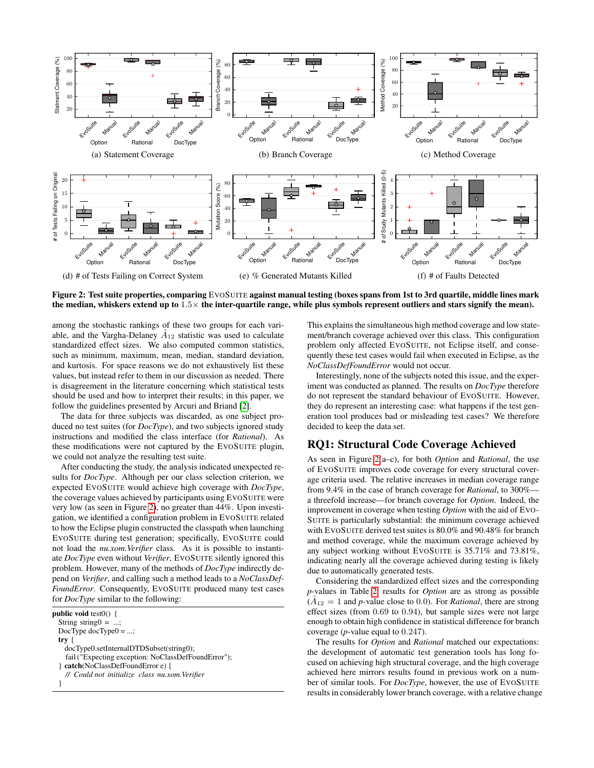Figure 2: Test suite properties, comparing EvoSuite against manual testing (boxes spans from 1st to 3rd quartile, middle lines mark the median, whiskers extend up to $1.5\times$ the inter-quartile range, while plus symbols represent outliers and stars signify the mean).

(a) Statement Coverage (b) Branch Coverage (c) Method Coverage (d) # of Tests Failing on Correct System (e) % Generated Mutants Killed (f) # of Faults Detected

among the stochastic rankings of these two groups for each variable, and the Vargha-Delaney $\hat{A}_{12}$ statistic was used to calculate standardized effect sizes. We also computed common statistics, such as minimum, maximum, mean, median, standard deviation, and kurtosis. For space reasons we do not exhaustively list these values, but instead refer to them in our discussion as needed. There is disagreement in the literature concerning which statistical tests should be used and how to interpret their results; in this paper, we follow the guidelines presented by Arcuri and Briand [2].

The data for three subjects was discarded, as one subject produced no test suites (for *DocType*), and two subjects ignored study instructions and modified the class interface (for *Rational*). As these modifications were not captured by the EvoSuite plugin, we could not analyze the resulting test suite.

After conducting the study, the analysis indicated unexpected results for *DocType*. Although per our class selection criterion, we expected EvoSuite would achieve high coverage with *DocType*, the coverage values achieved by participants using EvoSuite were very low (as seen in Figure 2), no greater than 44%. Upon investigation, we identified a configuration problem in EvoSuite related to how the Eclipse plugin constructed the classpath when launching EvoSuite during test generation; specifically, EvoSuite could not load the *nu.xom.Verifier* class. As it is possible to instantiate *DocType* even without *Verifier*, EvoSuite silently ignored this problem. However, many of the methods of *DocType* indirectly depend on *Verifier*, and calling such a method leads to a *NoClassDefFoundError*. Consequently, EvoSuite produced many test cases for *DocType* similar to the following:

```
public void test0() {
  String string0 = ...;
  DocType docType0 = ...;
  try {
    docType0.setInternalDTDSubset(string0);
    fail ("Expecting exception: NoClassDefFoundError");
  } catch(NoClassDefFoundError e) {
    // Could not initialize class nu.xom.Verifier
  }
```

This explains the simultaneous high method coverage and low statement/branch coverage achieved over this class. This configuration problem only affected EvoSuite, not Eclipse itself, and consequently these test cases would fail when executed in Eclipse, as the *NoClassDefFoundError* would not occur.

Interestingly, none of the subjects noted this issue, and the experiment was conducted as planned. The results on *DocType* therefore do not represent the standard behaviour of EvoSuite. However, they do represent an interesting case: what happens if the test generation tool produces bad or misleading test cases? We therefore decided to keep the data set.

## RQ1: Structural Code Coverage Achieved

As seen in Figure 2(a–c), for both *Option* and *Rational*, the use of EvoSuite improves code coverage for every structural coverage criteria used. The relative increases in median coverage range from 9.4% in the case of branch coverage for *Rational*, to 300%—a threefold increase—for branch coverage for *Option*. Indeed, the improvement in coverage when testing *Option* with the aid of EvoSuite is particularly substantial: the minimum coverage achieved with EvoSuite derived test suites is 80.0% and 90.48% for branch and method coverage, while the maximum coverage achieved by any subject working without EvoSuite is 35.71% and 73.81%, indicating nearly all the coverage achieved during testing is likely due to automatically generated tests.

Considering the standardized effect sizes and the corresponding $p$-values in Table 2, results for *Option* are as strong as possible ($\hat{A}_{12} = 1$ and $p$-value close to 0.0). For *Rational*, there are strong effect sizes (from 0.69 to 0.94), but sample sizes were not large enough to obtain high confidence in statistical difference for branch coverage ($p$-value equal to 0.247).

The results for *Option* and *Rational* matched our expectations: the development of automatic test generation tools has long focused on achieving high structural coverage, and the high coverage achieved here mirrors results found in previous work on a number of similar tools. For *DocType*, however, the use of EvoSuite results in considerably lower branch coverage, with a relative change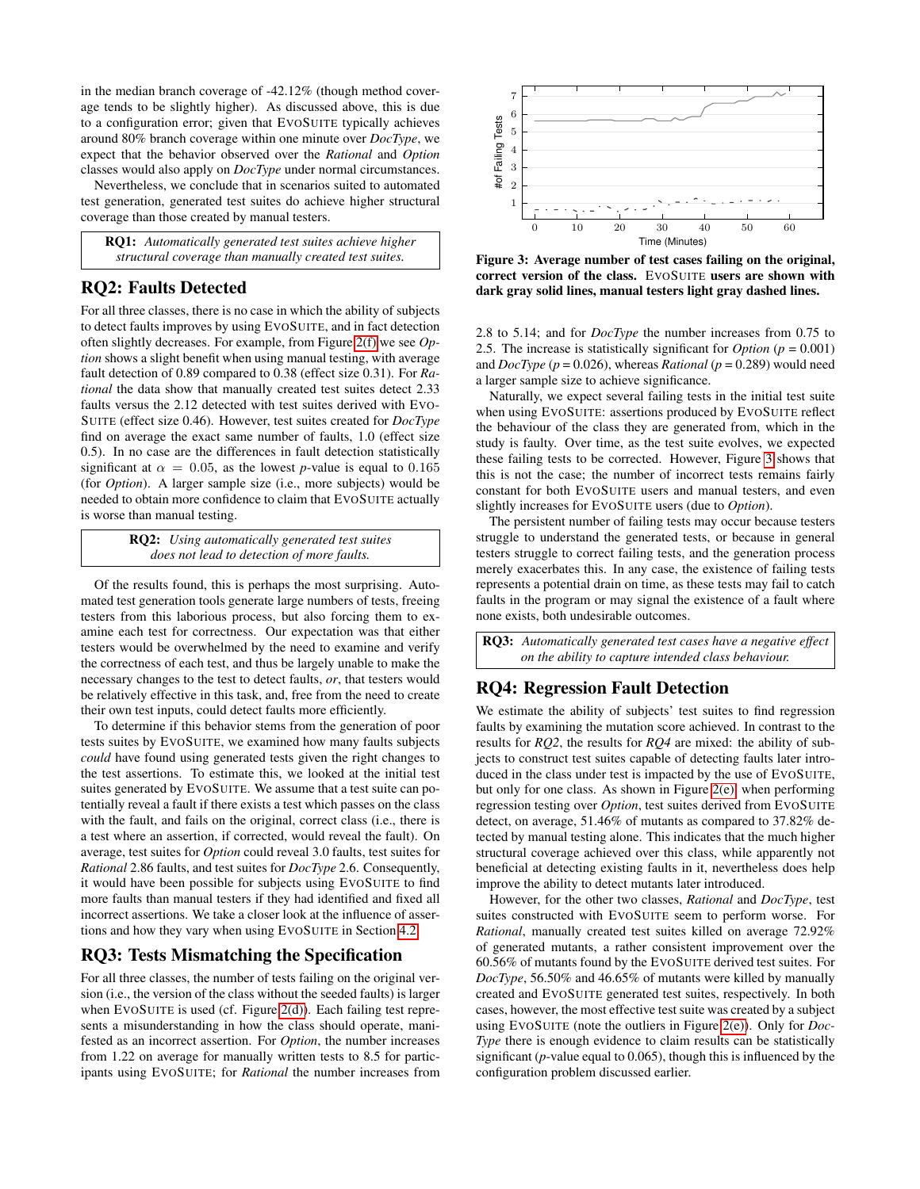in the median branch coverage of -42.12% (though method coverage tends to be slightly higher). As discussed above, this is due to a configuration error; given that EvoSuite typically achieves around 80% branch coverage within one minute over *DocType*, we expect that the behavior observed over the *Rational* and *Option* classes would also apply on *DocType* under normal circumstances.

Nevertheless, we conclude that in scenarios suited to automated test generation, generated test suites do achieve higher structural coverage than those created by manual testers.

> **RQ1:** *Automatically generated test suites achieve higher structural coverage than manually created test suites.*

## RQ2: Faults Detected

For all three classes, there is no case in which the ability of subjects to detect faults improves by using EvoSuite, and in fact detection often slightly decreases. For example, from Figure 2(f) we see *Option* shows a slight benefit when using manual testing, with average fault detection of 0.89 compared to 0.38 (effect size 0.31). For *Rational* the data show that manually created test suites detect 2.33 faults versus the 2.12 detected with test suites derived with EvoSuite (effect size 0.46). However, test suites created for *DocType* find on average the exact same number of faults, 1.0 (effect size 0.5). In no case are the differences in fault detection statistically significant at $\alpha = 0.05$, as the lowest *p*-value is equal to 0.165 (for *Option*). A larger sample size (i.e., more subjects) would be needed to obtain more confidence to claim that EvoSuite actually is worse than manual testing.

> **RQ2:** *Using automatically generated test suites does not lead to detection of more faults.*

Of the results found, this is perhaps the most surprising. Automated test generation tools generate large numbers of tests, freeing testers from this laborious process, but also forcing them to examine each test for correctness. Our expectation was that either testers would be overwhelmed by the need to examine and verify the correctness of each test, and thus be largely unable to make the necessary changes to the test to detect faults, *or*, that testers would be relatively effective in this task, and, free from the need to create their own test inputs, could detect faults more efficiently.

To determine if this behavior stems from the generation of poor tests suites by EvoSuite, we examined how many faults subjects *could* have found using generated tests given the right changes to the test assertions. To estimate this, we looked at the initial test suites generated by EvoSuite. We assume that a test suite can potentially reveal a fault if there exists a test which passes on the class with the fault, and fails on the original, correct class (i.e., there is a test where an assertion, if corrected, would reveal the fault). On average, test suites for *Option* could reveal 3.0 faults, test suites for *Rational* 2.86 faults, and test suites for *DocType* 2.6. Consequently, it would have been possible for subjects using EvoSuite to find more faults than manual testers if they had identified and fixed all incorrect assertions. We take a closer look at the influence of assertions and how they vary when using EvoSuite in Section 4.2.

## RQ3: Tests Mismatching the Specification

For all three classes, the number of tests failing on the original version (i.e., the version of the class without the seeded faults) is larger when EvoSuite is used (cf. Figure 2(d)). Each failing test represents a misunderstanding in how the class should operate, manifested as an incorrect assertion. For *Option*, the number increases from 1.22 on average for manually written tests to 8.5 for participants using EvoSuite; for *Rational* the number increases from 2.8 to 5.14; and for *DocType* the number increases from 0.75 to 2.5. The increase is statistically significant for *Option* ($p = 0.001$) and *DocType* ($p = 0.026$), whereas *Rational* ($p = 0.289$) would need a larger sample size to achieve significance.

**Figure 3: Average number of test cases failing on the original, correct version of the class. EvoSuite users are shown with dark gray solid lines, manual testers light gray dashed lines.**

Naturally, we expect several failing tests in the initial test suite when using EvoSuite: assertions produced by EvoSuite reflect the behaviour of the class they are generated from, which in the study is faulty. Over time, as the test suite evolves, we expected these failing tests to be corrected. However, Figure 3 shows that this is not the case; the number of incorrect tests remains fairly constant for both EvoSuite users and manual testers, and even slightly increases for EvoSuite users (due to *Option*).

The persistent number of failing tests may occur because testers struggle to understand the generated tests, or because in general testers struggle to correct failing tests, and the generation process merely exacerbates this. In any case, the existence of failing tests represents a potential drain on time, as these tests may fail to catch faults in the program or may signal the existence of a fault where none exists, both undesirable outcomes.

> **RQ3:** *Automatically generated test cases have a negative effect on the ability to capture intended class behaviour.*

## RQ4: Regression Fault Detection

We estimate the ability of subjects' test suites to find regression faults by examining the mutation score achieved. In contrast to the results for *RQ2*, the results for *RQ4* are mixed: the ability of subjects to construct test suites capable of detecting faults later introduced in the class under test is impacted by the use of EvoSuite, but only for one class. As shown in Figure 2(e), when performing regression testing over *Option*, test suites derived from EvoSuite detect, on average, 51.46% of mutants as compared to 37.82% detected by manual testing alone. This indicates that the much higher structural coverage achieved over this class, while apparently not beneficial at detecting existing faults in it, nevertheless does help improve the ability to detect mutants later introduced.

However, for the other two classes, *Rational* and *DocType*, test suites constructed with EvoSuite seem to perform worse. For *Rational*, manually created test suites killed on average 72.92% of generated mutants, a rather consistent improvement over the 60.56% of mutants found by the EvoSuite derived test suites. For *DocType*, 56.50% and 46.65% of mutants were killed by manually created and EvoSuite generated test suites, respectively. In both cases, however, the most effective test suite was created by a subject using EvoSuite (note the outliers in Figure 2(e)). Only for *DocType* there is enough evidence to claim results can be statistically significant (*p*-value equal to 0.065), though this is influenced by the configuration problem discussed earlier.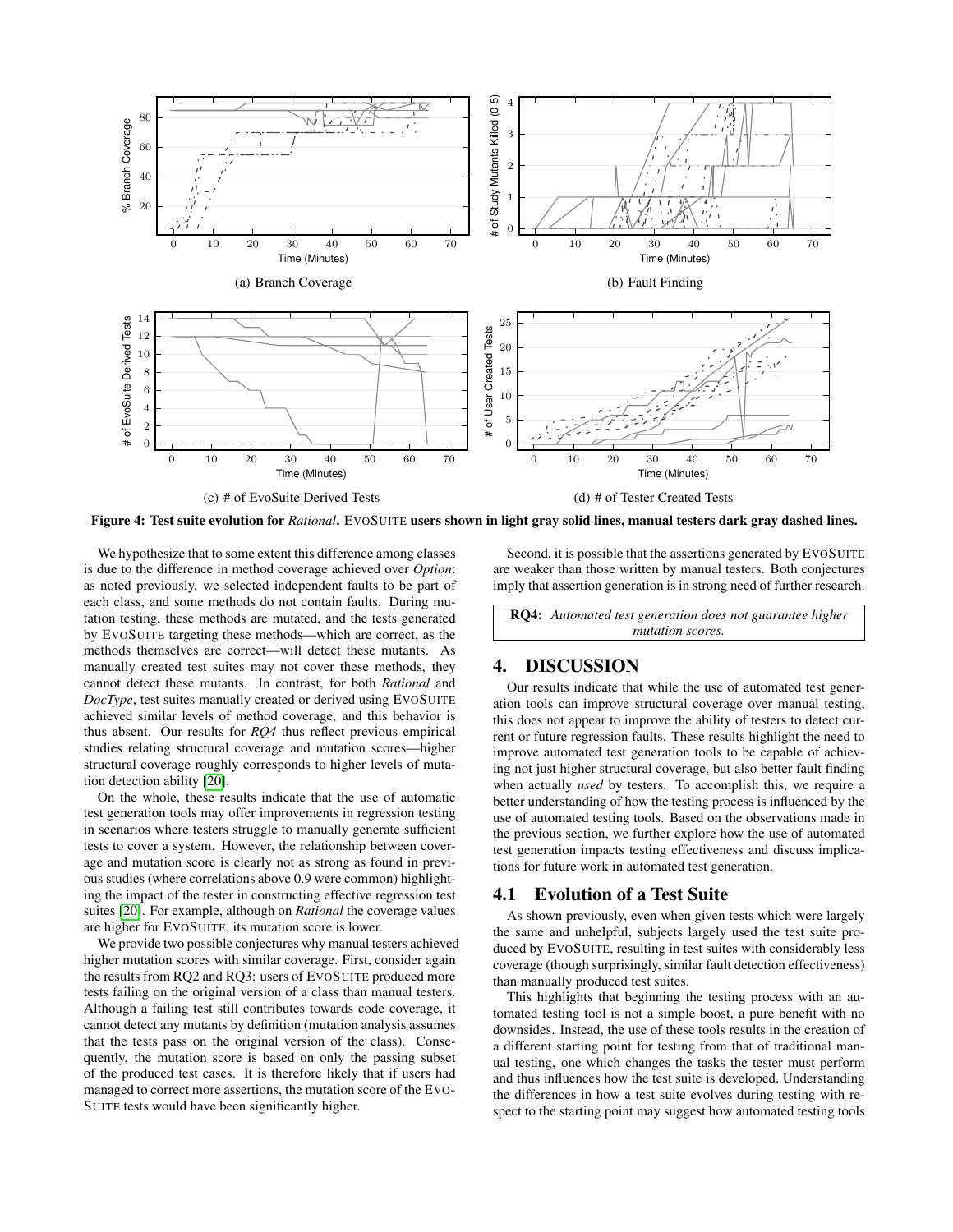(a) Branch Coverage

(b) Fault Finding

(c) # of EvoSuite Derived Tests

(d) # of Tester Created Tests

**Figure 4: Test suite evolution for *Rational*. EVOSUITE users shown in light gray solid lines, manual testers dark gray dashed lines.**

We hypothesize that to some extent this difference among classes is due to the difference in method coverage achieved over *Option*: as noted previously, we selected independent faults to be part of each class, and some methods do not contain faults. During mutation testing, these methods are mutated, and the tests generated by EVOSUITE targeting these methods—which are correct, as the methods themselves are correct—will detect these mutants. As manually created test suites may not cover these methods, they cannot detect these mutants. In contrast, for both *Rational* and *DocType*, test suites manually created or derived using EVOSUITE achieved similar levels of method coverage, and this behavior is thus absent. Our results for *RQ4* thus reflect previous empirical studies relating structural coverage and mutation scores—higher structural coverage roughly corresponds to higher levels of mutation detection ability [20].

On the whole, these results indicate that the use of automatic test generation tools may offer improvements in regression testing in scenarios where testers struggle to manually generate sufficient tests to cover a system. However, the relationship between coverage and mutation score is clearly not as strong as found in previous studies (where correlations above 0.9 were common) highlighting the impact of the tester in constructing effective regression test suites [20]. For example, although on *Rational* the coverage values are higher for EVOSUITE, its mutation score is lower.

We provide two possible conjectures why manual testers achieved higher mutation scores with similar coverage. First, consider again the results from RQ2 and RQ3: users of EVOSUITE produced more tests failing on the original version of a class than manual testers. Although a failing test still contributes towards code coverage, it cannot detect any mutants by definition (mutation analysis assumes that the tests pass on the original version of the class). Consequently, the mutation score is based on only the passing subset of the produced test cases. It is therefore likely that if users had managed to correct more assertions, the mutation score of the EVOSUITE tests would have been significantly higher.

Second, it is possible that the assertions generated by EVOSUITE are weaker than those written by manual testers. Both conjectures imply that assertion generation is in strong need of further research.

**RQ4:** *Automated test generation does not guarantee higher mutation scores.*

# 4. DISCUSSION

Our results indicate that while the use of automated test generation tools can improve structural coverage over manual testing, this does not appear to improve the ability of testers to detect current or future regression faults. These results highlight the need to improve automated test generation tools to be capable of achieving not just higher structural coverage, but also better fault finding when actually *used* by testers. To accomplish this, we require a better understanding of how the testing process is influenced by the use of automated testing tools. Based on the observations made in the previous section, we further explore how the use of automated test generation impacts testing effectiveness and discuss implications for future work in automated test generation.

## 4.1 Evolution of a Test Suite

As shown previously, even when given tests which were largely the same and unhelpful, subjects largely used the test suite produced by EVOSUITE, resulting in test suites with considerably less coverage (though surprisingly, similar fault detection effectiveness) than manually produced test suites.

This highlights that beginning the testing process with an automated testing tool is not a simple boost, a pure benefit with no downsides. Instead, the use of these tools results in the creation of a different starting point for testing from that of traditional manual testing, one which changes the tasks the tester must perform and thus influences how the test suite is developed. Understanding the differences in how a test suite evolves during testing with respect to the starting point may suggest how automated testing tools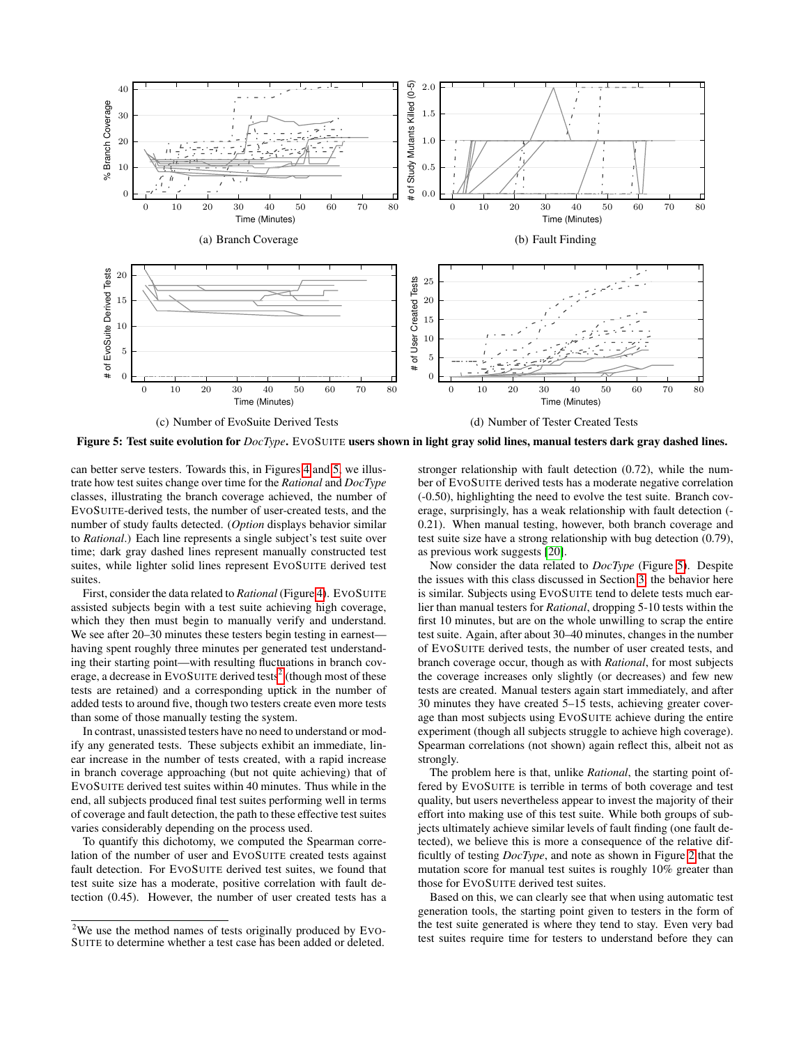(a) Branch Coverage

(b) Fault Finding

(c) Number of EvoSuite Derived Tests

(d) Number of Tester Created Tests

**Figure 5: Test suite evolution for *DocType*. EVOSUITE users shown in light gray solid lines, manual testers dark gray dashed lines.**

can better serve testers. Towards this, in Figures 4 and 5, we illustrate how test suites change over time for the *Rational* and *DocType* classes, illustrating the branch coverage achieved, the number of EVOSUITE-derived tests, the number of user-created tests, and the number of study faults detected. (*Option* displays behavior similar to *Rational*.) Each line represents a single subject's test suite over time; dark gray dashed lines represent manually constructed test suites, while lighter solid lines represent EVOSUITE derived test suites.

First, consider the data related to *Rational* (Figure 4). EVOSUITE assisted subjects begin with a test suite achieving high coverage, which they then must begin to manually verify and understand. We see after 20–30 minutes these testers begin testing in earnest—having spent roughly three minutes per generated test understanding their starting point—with resulting fluctuations in branch coverage, a decrease in EVOSUITE derived tests[2] (though most of these tests are retained) and a corresponding uptick in the number of added tests to around five, though two testers create even more tests than some of those manually testing the system.

In contrast, unassisted testers have no need to understand or modify any generated tests. These subjects exhibit an immediate, linear increase in the number of tests created, with a rapid increase in branch coverage approaching (but not quite achieving) that of EVOSUITE derived test suites within 40 minutes. Thus while in the end, all subjects produced final test suites performing well in terms of coverage and fault detection, the path to these effective test suites varies considerably depending on the process used.

To quantify this dichotomy, we computed the Spearman correlation of the number of user and EVOSUITE created tests against fault detection. For EVOSUITE derived test suites, we found that test suite size has a moderate, positive correlation with fault detection (0.45). However, the number of user created tests has a stronger relationship with fault detection (0.72), while the number of EVOSUITE derived tests has a moderate negative correlation (-0.50), highlighting the need to evolve the test suite. Branch coverage, surprisingly, has a weak relationship with fault detection (-0.21). When manual testing, however, both branch coverage and test suite size have a strong relationship with bug detection (0.79), as previous work suggests [20].

Now consider the data related to *DocType* (Figure 5). Despite the issues with this class discussed in Section 3, the behavior here is similar. Subjects using EVOSUITE tend to delete tests much earlier than manual testers for *Rational*, dropping 5-10 tests within the first 10 minutes, but are on the whole unwilling to scrap the entire test suite. Again, after about 30–40 minutes, changes in the number of EVOSUITE derived tests, the number of user created tests, and branch coverage occur, though as with *Rational*, for most subjects the coverage increases only slightly (or decreases) and few new tests are created. Manual testers again start immediately, and after 30 minutes they have created 5–15 tests, achieving greater coverage than most subjects using EVOSUITE achieve during the entire experiment (though all subjects struggle to achieve high coverage). Spearman correlations (not shown) again reflect this, albeit not as strongly.

The problem here is that, unlike *Rational*, the starting point offered by EVOSUITE is terrible in terms of both coverage and test quality, but users nevertheless appear to invest the majority of their effort into making use of this test suite. While both groups of subjects ultimately achieve similar levels of fault finding (one fault detected), we believe this is more a consequence of the relative difficultly of testing *DocType*, and note as shown in Figure 2 that the mutation score for manual test suites is roughly 10% greater than those for EVOSUITE derived test suites.

Based on this, we can clearly see that when using automatic test generation tools, the starting point given to testers in the form of the test suite generated is where they tend to stay. Even very bad test suites require time for testers to understand before they can

[2] We use the method names of tests originally produced by EVOSUITE to determine whether a test case has been added or deleted.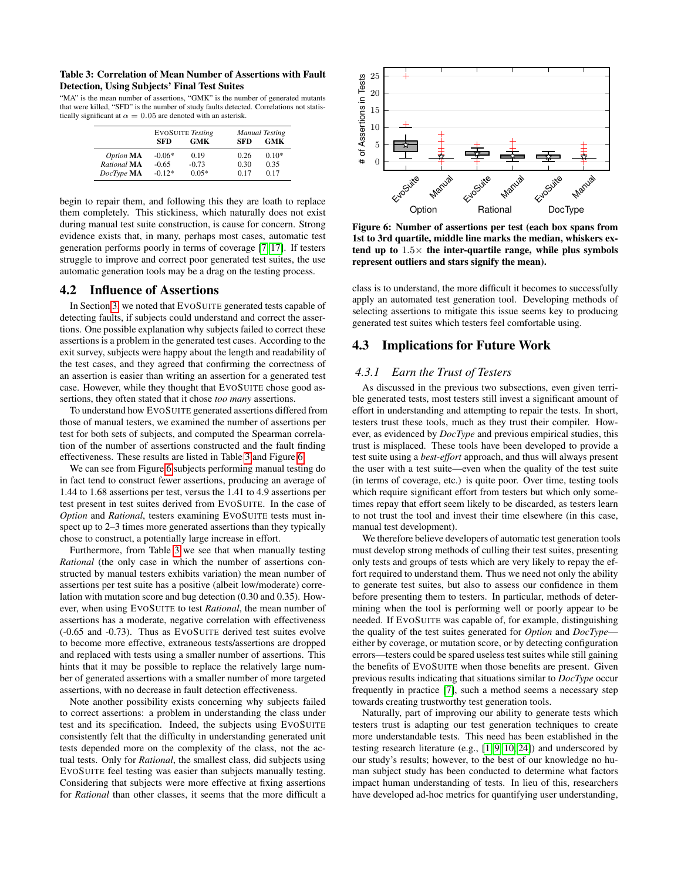**Table 3: Correlation of Mean Number of Assertions with Fault Detection, Using Subjects' Final Test Suites**

"MA" is the mean number of assertions, "GMK" is the number of generated mutants that were killed, "SFD" is the number of study faults detected. Correlations not statistically significant at $\alpha = 0.05$ are denoted with an asterisk.

| | EvoSuite *Testing* | | *Manual Testing* | |
|---|---|---|---|---|
| | **SFD** | **GMK** | **SFD** | **GMK** |
| *Option* **MA** | -0.06* | 0.19 | 0.26 | 0.10* |
| *Rational* **MA** | -0.65 | -0.73 | 0.30 | 0.35 |
| *DocType* **MA** | -0.12* | 0.05* | 0.17 | 0.17 |

begin to repair them, and following this they are loath to replace them completely. This stickiness, which naturally does not exist during manual test suite construction, is cause for concern. Strong evidence exists that, in many, perhaps most cases, automatic test generation performs poorly in terms of coverage [7, 17]. If testers struggle to improve and correct poor generated test suites, the use automatic generation tools may be a drag on the testing process.

## 4.2 Influence of Assertions

In Section 3, we noted that EvoSuite generated tests capable of detecting faults, if subjects could understand and correct the assertions. One possible explanation why subjects failed to correct these assertions is a problem in the generated test cases. According to the exit survey, subjects were happy about the length and readability of the test cases, and they agreed that confirming the correctness of an assertion is easier than writing an assertion for a generated test case. However, while they thought that EvoSuite chose good assertions, they often stated that it chose *too many* assertions.

To understand how EvoSuite generated assertions differed from those of manual testers, we examined the number of assertions per test for both sets of subjects, and computed the Spearman correlation of the number of assertions constructed and the fault finding effectiveness. These results are listed in Table 3 and Figure 6.

We can see from Figure 6 subjects performing manual testing do in fact tend to construct fewer assertions, producing an average of 1.44 to 1.68 assertions per test, versus the 1.41 to 4.9 assertions per test present in test suites derived from EvoSuite. In the case of *Option* and *Rational*, testers examining EvoSuite tests must inspect up to 2–3 times more generated assertions than they typically chose to construct, a potentially large increase in effort.

Furthermore, from Table 3 we see that when manually testing *Rational* (the only case in which the number of assertions constructed by manual testers exhibits variation) the mean number of assertions per test suite has a positive (albeit low/moderate) correlation with mutation score and bug detection (0.30 and 0.35). However, when using EvoSuite to test *Rational*, the mean number of assertions has a moderate, negative correlation with effectiveness (-0.65 and -0.73). Thus as EvoSuite derived test suites evolve to become more effective, extraneous tests/assertions are dropped and replaced with tests using a smaller number of assertions. This hints that it may be possible to replace the relatively large number of generated assertions with a smaller number of more targeted assertions, with no decrease in fault detection effectiveness.

Note another possibility exists concerning why subjects failed to correct assertions: a problem in understanding the class under test and its specification. Indeed, the subjects using EvoSuite consistently felt that the difficulty in understanding generated unit tests depended more on the complexity of the class, not the actual tests. Only for *Rational*, the smallest class, did subjects using EvoSuite feel testing was easier than subjects manually testing. Considering that subjects were more effective at fixing assertions for *Rational* than other classes, it seems that the more difficult a class is to understand, the more difficult it becomes to successfully apply an automated test generation tool. Developing methods of selecting assertions to mitigate this issue seems key to producing generated test suites which testers feel comfortable using.

**Figure 6: Number of assertions per test (each box spans from 1st to 3rd quartile, middle line marks the median, whiskers extend up to $1.5\times$ the inter-quartile range, while plus symbols represent outliers and stars signify the mean).**

## 4.3 Implications for Future Work

### 4.3.1 Earn the Trust of Testers

As discussed in the previous two subsections, even given terrible generated tests, most testers still invest a significant amount of effort in understanding and attempting to repair the tests. In short, testers trust these tools, much as they trust their compiler. However, as evidenced by *DocType* and previous empirical studies, this trust is misplaced. These tools have been developed to provide a test suite using a *best-effort* approach, and thus will always present the user with a test suite—even when the quality of the test suite (in terms of coverage, etc.) is quite poor. Over time, testing tools which require significant effort from testers but which only sometimes repay that effort seem likely to be discarded, as testers learn to not trust the tool and invest their time elsewhere (in this case, manual test development).

We therefore believe developers of automatic test generation tools must develop strong methods of culling their test suites, presenting only tests and groups of tests which are very likely to repay the effort required to understand them. Thus we need not only the ability to generate test suites, but also to assess our confidence in them before presenting them to testers. In particular, methods of determining when the tool is performing well or poorly appear to be needed. If EvoSuite was capable of, for example, distinguishing the quality of the test suites generated for *Option* and *DocType*—either by coverage, or mutation score, or by detecting configuration errors—testers could be spared useless test suites while still gaining the benefits of EvoSuite when those benefits are present. Given previous results indicating that situations similar to *DocType* occur frequently in practice [7], such a method seems a necessary step towards creating trustworthy test generation tools.

Naturally, part of improving our ability to generate tests which testers trust is adapting our test generation techniques to create more understandable tests. This need has been established in the testing research literature (e.g., [1, 9, 10, 24]) and underscored by our study's results; however, to the best of our knowledge no human subject study has been conducted to determine what factors impact human understanding of tests. In lieu of this, researchers have developed ad-hoc metrics for quantifying user understanding,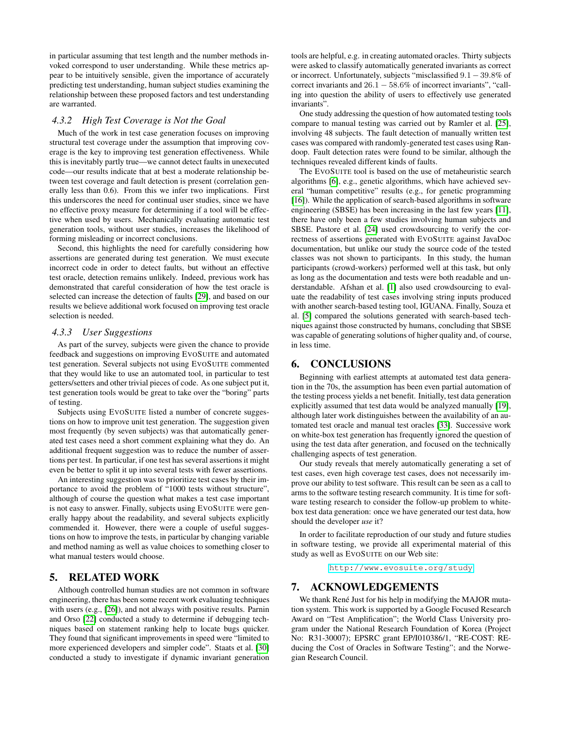in particular assuming that test length and the number methods invoked correspond to user understanding. While these metrics appear to be intuitively sensible, given the importance of accurately predicting test understanding, human subject studies examining the relationship between these proposed factors and test understanding are warranted.

#### 4.3.2 High Test Coverage is Not the Goal

Much of the work in test case generation focuses on improving structural test coverage under the assumption that improving coverage is the key to improving test generation effectiveness. While this is inevitably partly true—we cannot detect faults in unexecuted code—our results indicate that at best a moderate relationship between test coverage and fault detection is present (correlation generally less than 0.6). From this we infer two implications. First this underscores the need for continual user studies, since we have no effective proxy measure for determining if a tool will be effective when used by users. Mechanically evaluating automatic test generation tools, without user studies, increases the likelihood of forming misleading or incorrect conclusions.

Second, this highlights the need for carefully considering how assertions are generated during test generation. We must execute incorrect code in order to detect faults, but without an effective test oracle, detection remains unlikely. Indeed, previous work has demonstrated that careful consideration of how the test oracle is selected can increase the detection of faults [29], and based on our results we believe additional work focused on improving test oracle selection is needed.

#### 4.3.3 User Suggestions

As part of the survey, subjects were given the chance to provide feedback and suggestions on improving EvoSuite and automated test generation. Several subjects not using EvoSuite commented that they would like to use an automated tool, in particular to test getters/setters and other trivial pieces of code. As one subject put it, test generation tools would be great to take over the "boring" parts of testing.

Subjects using EvoSuite listed a number of concrete suggestions on how to improve unit test generation. The suggestion given most frequently (by seven subjects) was that automatically generated test cases need a short comment explaining what they do. An additional frequent suggestion was to reduce the number of assertions per test. In particular, if one test has several assertions it might even be better to split it up into several tests with fewer assertions.

An interesting suggestion was to prioritize test cases by their importance to avoid the problem of "1000 tests without structure", although of course the question what makes a test case important is not easy to answer. Finally, subjects using EvoSuite were generally happy about the readability, and several subjects explicitly commended it. However, there were a couple of useful suggestions on how to improve the tests, in particular by changing variable and method naming as well as value choices to something closer to what manual testers would choose.

## 5. RELATED WORK

Although controlled human studies are not common in software engineering, there has been some recent work evaluating techniques with users (e.g., [26]), and not always with positive results. Parnin and Orso [22] conducted a study to determine if debugging techniques based on statement ranking help to locate bugs quicker. They found that significant improvements in speed were "limited to more experienced developers and simpler code". Staats et al. [30] conducted a study to investigate if dynamic invariant generation tools are helpful, e.g. in creating automated oracles. Thirty subjects were asked to classify automatically generated invariants as correct or incorrect. Unfortunately, subjects "misclassified $9.1-39.8\%$ of correct invariants and $26.1-58.6\%$ of incorrect invariants", "calling into question the ability of users to effectively use generated invariants".

One study addressing the question of how automated testing tools compare to manual testing was carried out by Ramler et al. [25], involving 48 subjects. The fault detection of manually written test cases was compared with randomly-generated test cases using Randoop. Fault detection rates were found to be similar, although the techniques revealed different kinds of faults.

The EvoSuite tool is based on the use of metaheuristic search algorithms [6], e.g., genetic algorithms, which have achieved several "human competitive" results (e.g., for genetic programming [16]). While the application of search-based algorithms in software engineering (SBSE) has been increasing in the last few years [11], there have only been a few studies involving human subjects and SBSE. Pastore et al. [24] used crowdsourcing to verify the correctness of assertions generated with EvoSuite against JavaDoc documentation, but unlike our study the source code of the tested classes was not shown to participants. In this study, the human participants (crowd-workers) performed well at this task, but only as long as the documentation and tests were both readable and understandable. Afshan et al. [1] also used crowdsourcing to evaluate the readability of test cases involving string inputs produced with another search-based testing tool, IGUANA. Finally, Souza et al. [5] compared the solutions generated with search-based techniques against those constructed by humans, concluding that SBSE was capable of generating solutions of higher quality and, of course, in less time.

## 6. CONCLUSIONS

Beginning with earliest attempts at automated test data generation in the 70s, the assumption has been even partial automation of the testing process yields a net benefit. Initially, test data generation explicitly assumed that test data would be analyzed manually [19], although later work distinguishes between the availability of an automated test oracle and manual test oracles [33]. Successive work on white-box test generation has frequently ignored the question of using the test data after generation, and focused on the technically challenging aspects of test generation.

Our study reveals that merely automatically generating a set of test cases, even high coverage test cases, does not necessarily improve our ability to test software. This result can be seen as a call to arms to the software testing research community. It is time for software testing research to consider the follow-up problem to white-box test data generation: once we have generated our test data, how should the developer *use* it?

In order to facilitate reproduction of our study and future studies in software testing, we provide all experimental material of this study as well as EvoSuite on our Web site:

http://www.evosuite.org/study

## 7. ACKNOWLEDGEMENTS

We thank René Just for his help in modifying the MAJOR mutation system. This work is supported by a Google Focused Research Award on "Test Amplification"; the World Class University program under the National Research Foundation of Korea (Project No: R31-30007); EPSRC grant EP/I010386/1, "RE-COST: REducing the Cost of Oracles in Software Testing"; and the Norwegian Research Council.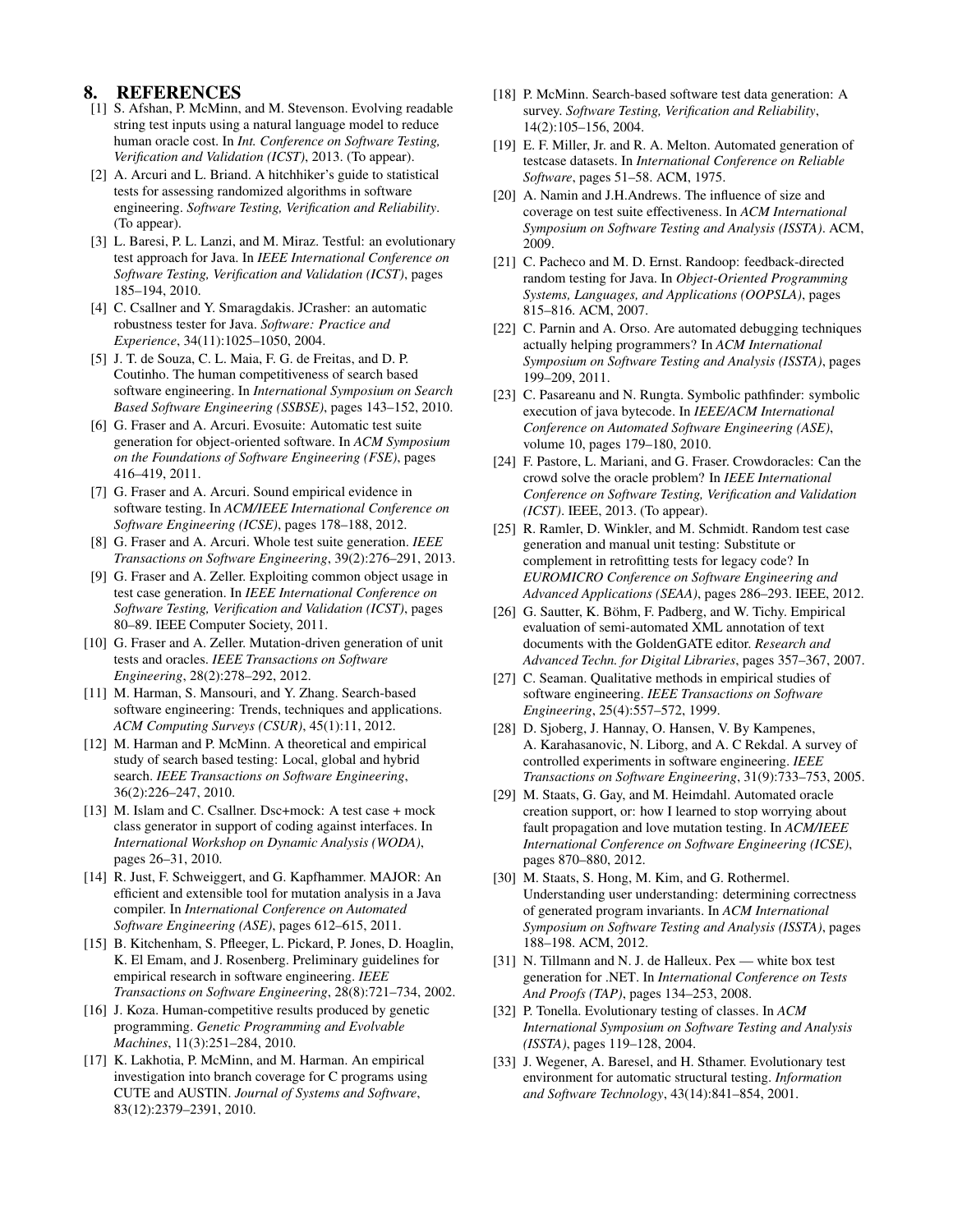## 8. REFERENCES

[1] S. Afshan, P. McMinn, and M. Stevenson. Evolving readable string test inputs using a natural language model to reduce human oracle cost. In *Int. Conference on Software Testing, Verification and Validation (ICST)*, 2013. (To appear).

[2] A. Arcuri and L. Briand. A hitchhiker's guide to statistical tests for assessing randomized algorithms in software engineering. *Software Testing, Verification and Reliability*. (To appear).

[3] L. Baresi, P. L. Lanzi, and M. Miraz. Testful: an evolutionary test approach for Java. In *IEEE International Conference on Software Testing, Verification and Validation (ICST)*, pages 185–194, 2010.

[4] C. Csallner and Y. Smaragdakis. JCrasher: an automatic robustness tester for Java. *Software: Practice and Experience*, 34(11):1025–1050, 2004.

[5] J. T. de Souza, C. L. Maia, F. G. de Freitas, and D. P. Coutinho. The human competitiveness of search based software engineering. In *International Symposium on Search Based Software Engineering (SSBSE)*, pages 143–152, 2010.

[6] G. Fraser and A. Arcuri. Evosuite: Automatic test suite generation for object-oriented software. In *ACM Symposium on the Foundations of Software Engineering (FSE)*, pages 416–419, 2011.

[7] G. Fraser and A. Arcuri. Sound empirical evidence in software testing. In *ACM/IEEE International Conference on Software Engineering (ICSE)*, pages 178–188, 2012.

[8] G. Fraser and A. Arcuri. Whole test suite generation. *IEEE Transactions on Software Engineering*, 39(2):276–291, 2013.

[9] G. Fraser and A. Zeller. Exploiting common object usage in test case generation. In *IEEE International Conference on Software Testing, Verification and Validation (ICST)*, pages 80–89. IEEE Computer Society, 2011.

[10] G. Fraser and A. Zeller. Mutation-driven generation of unit tests and oracles. *IEEE Transactions on Software Engineering*, 28(2):278–292, 2012.

[11] M. Harman, S. Mansouri, and Y. Zhang. Search-based software engineering: Trends, techniques and applications. *ACM Computing Surveys (CSUR)*, 45(1):11, 2012.

[12] M. Harman and P. McMinn. A theoretical and empirical study of search based testing: Local, global and hybrid search. *IEEE Transactions on Software Engineering*, 36(2):226–247, 2010.

[13] M. Islam and C. Csallner. Dsc+mock: A test case + mock class generator in support of coding against interfaces. In *International Workshop on Dynamic Analysis (WODA)*, pages 26–31, 2010.

[14] R. Just, F. Schweiggert, and G. Kapfhammer. MAJOR: An efficient and extensible tool for mutation analysis in a Java compiler. In *International Conference on Automated Software Engineering (ASE)*, pages 612–615, 2011.

[15] B. Kitchenham, S. Pfleeger, L. Pickard, P. Jones, D. Hoaglin, K. El Emam, and J. Rosenberg. Preliminary guidelines for empirical research in software engineering. *IEEE Transactions on Software Engineering*, 28(8):721–734, 2002.

[16] J. Koza. Human-competitive results produced by genetic programming. *Genetic Programming and Evolvable Machines*, 11(3):251–284, 2010.

[17] K. Lakhotia, P. McMinn, and M. Harman. An empirical investigation into branch coverage for C programs using CUTE and AUSTIN. *Journal of Systems and Software*, 83(12):2379–2391, 2010.

[18] P. McMinn. Search-based software test data generation: A survey. *Software Testing, Verification and Reliability*, 14(2):105–156, 2004.

[19] E. F. Miller, Jr. and R. A. Melton. Automated generation of testcase datasets. In *International Conference on Reliable Software*, pages 51–58. ACM, 1975.

[20] A. Namin and J.H.Andrews. The influence of size and coverage on test suite effectiveness. In *ACM International Symposium on Software Testing and Analysis (ISSTA)*. ACM, 2009.

[21] C. Pacheco and M. D. Ernst. Randoop: feedback-directed random testing for Java. In *Object-Oriented Programming Systems, Languages, and Applications (OOPSLA)*, pages 815–816. ACM, 2007.

[22] C. Parnin and A. Orso. Are automated debugging techniques actually helping programmers? In *ACM International Symposium on Software Testing and Analysis (ISSTA)*, pages 199–209, 2011.

[23] C. Pasareanu and N. Rungta. Symbolic pathfinder: symbolic execution of java bytecode. In *IEEE/ACM International Conference on Automated Software Engineering (ASE)*, volume 10, pages 179–180, 2010.

[24] F. Pastore, L. Mariani, and G. Fraser. Crowdoracles: Can the crowd solve the oracle problem? In *IEEE International Conference on Software Testing, Verification and Validation (ICST)*. IEEE, 2013. (To appear).

[25] R. Ramler, D. Winkler, and M. Schmidt. Random test case generation and manual unit testing: Substitute or complement in retrofitting tests for legacy code? In *EUROMICRO Conference on Software Engineering and Advanced Applications (SEAA)*, pages 286–293. IEEE, 2012.

[26] G. Sautter, K. Böhm, F. Padberg, and W. Tichy. Empirical evaluation of semi-automated XML annotation of text documents with the GoldenGATE editor. *Research and Advanced Techn. for Digital Libraries*, pages 357–367, 2007.

[27] C. Seaman. Qualitative methods in empirical studies of software engineering. *IEEE Transactions on Software Engineering*, 25(4):557–572, 1999.

[28] D. Sjoberg, J. Hannay, O. Hansen, V. By Kampenes, A. Karahasanovic, N. Liborg, and A. C Rekdal. A survey of controlled experiments in software engineering. *IEEE Transactions on Software Engineering*, 31(9):733–753, 2005.

[29] M. Staats, G. Gay, and M. Heimdahl. Automated oracle creation support, or: how I learned to stop worrying about fault propagation and love mutation testing. In *ACM/IEEE International Conference on Software Engineering (ICSE)*, pages 870–880, 2012.

[30] M. Staats, S. Hong, M. Kim, and G. Rothermel. Understanding user understanding: determining correctness of generated program invariants. In *ACM International Symposium on Software Testing and Analysis (ISSTA)*, pages 188–198. ACM, 2012.

[31] N. Tillmann and N. J. de Halleux. Pex — white box test generation for .NET. In *International Conference on Tests And Proofs (TAP)*, pages 134–253, 2008.

[32] P. Tonella. Evolutionary testing of classes. In *ACM International Symposium on Software Testing and Analysis (ISSTA)*, pages 119–128, 2004.

[33] J. Wegener, A. Baresel, and H. Sthamer. Evolutionary test environment for automatic structural testing. *Information and Software Technology*, 43(14):841–854, 2001.